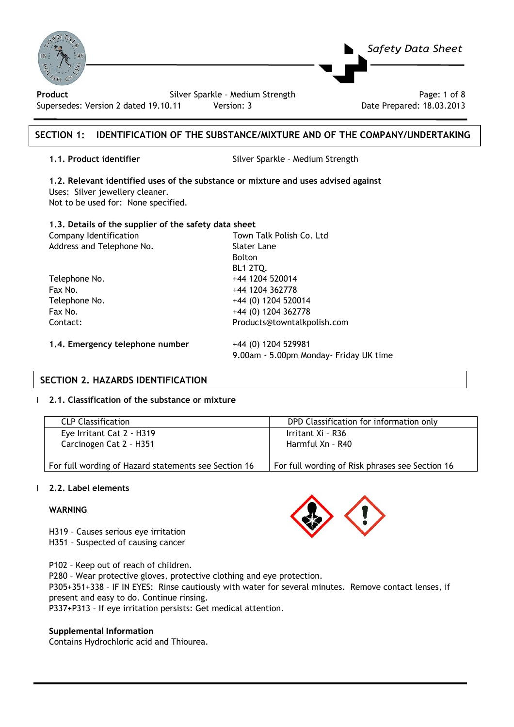**Product** Silver Sparkle – Medium Strength
Supersedes: Version 2 dated 19.10.11 Version: 3 Date Prepared: 18.03.2013

## SECTION 1: IDENTIFICATION OF THE SUBSTANCE/MIXTURE AND OF THE COMPANY/UNDERTAKING

**1.1. Product identifier** Silver Sparkle – Medium Strength

**1.2. Relevant identified uses of the substance or mixture and uses advised against**
Uses: Silver jewellery cleaner.
Not to be used for: None specified.

**1.3. Details of the supplier of the safety data sheet**

| | |
|---|---|
| Company Identification | Town Talk Polish Co. Ltd |
| Address and Telephone No. | Slater Lane<br>Bolton<br>BL1 2TQ. |
| Telephone No. | +44 1204 520014 |
| Fax No. | +44 1204 362778 |
| Telephone No. | +44 (0) 1204 520014 |
| Fax No. | +44 (0) 1204 362778 |
| Contact: | Products@towntalkpolish.com |

**1.4. Emergency telephone number** +44 (0) 1204 529981
9.00am - 5.00pm Monday- Friday UK time

## SECTION 2. HAZARDS IDENTIFICATION

**2.1. Classification of the substance or mixture**

| CLP Classification | DPD Classification for information only |
|---|---|
| Eye Irritant Cat 2 - H319<br>Carcinogen Cat 2 - H351 | Irritant Xi – R36<br>Harmful Xn – R40 |
| For full wording of Hazard statements see Section 16 | For full wording of Risk phrases see Section 16 |

**2.2. Label elements**

**WARNING**

H319 – Causes serious eye irritation
H351 – Suspected of causing cancer

P102 – Keep out of reach of children.
P280 – Wear protective gloves, protective clothing and eye protection.
P305+351+338 – IF IN EYES: Rinse cautiously with water for several minutes. Remove contact lenses, if present and easy to do. Continue rinsing.
P337+P313 – If eye irritation persists: Get medical attention.

**Supplemental Information**
Contains Hydrochloric acid and Thiourea.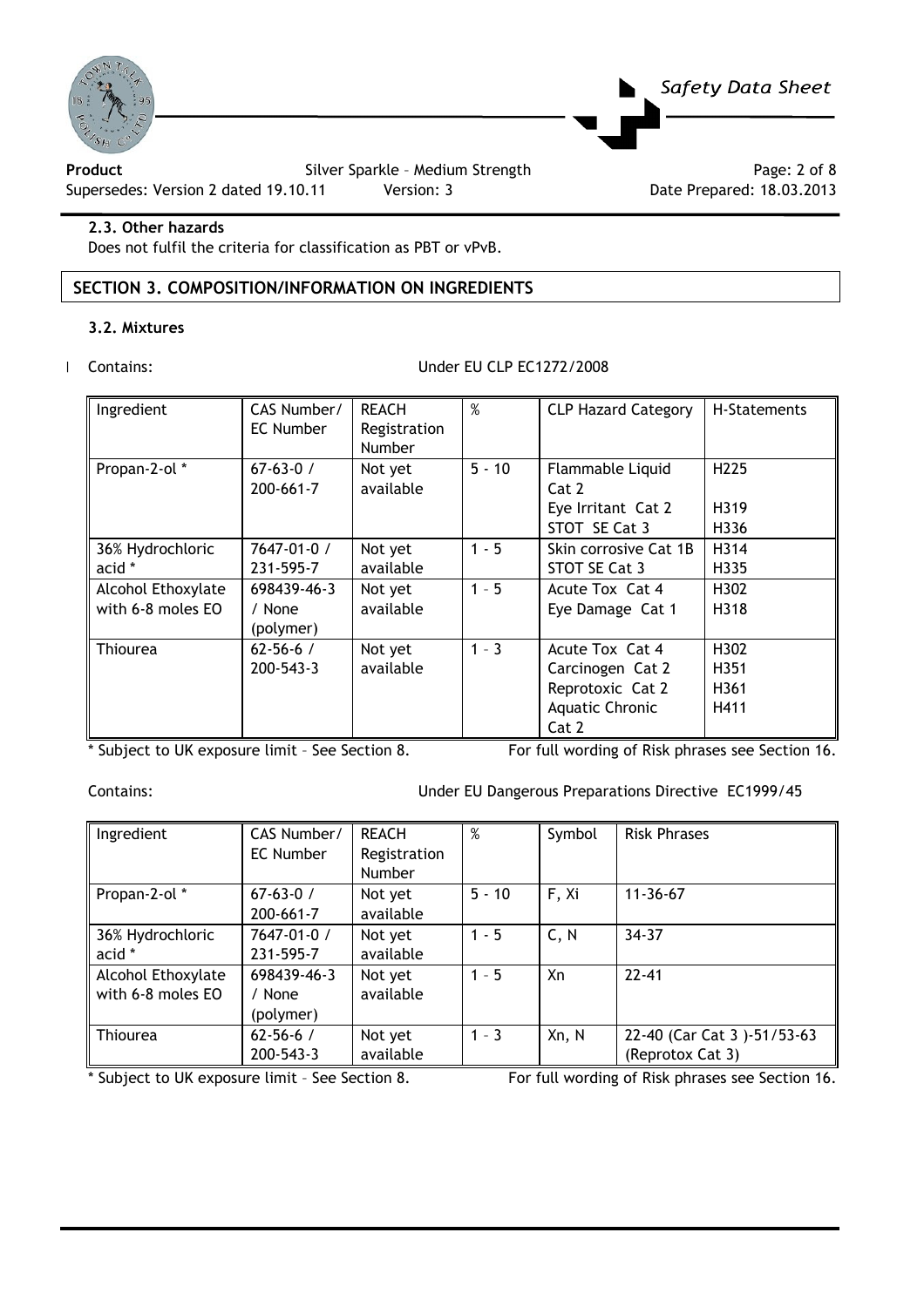### 2.3. Other hazards

Does not fulfil the criteria for classification as PBT or vPvB.

## SECTION 3. COMPOSITION/INFORMATION ON INGREDIENTS

### 3.2. Mixtures

Contains: Under EU CLP EC1272/2008

| Ingredient | CAS Number/ EC Number | REACH Registration Number | % | CLP Hazard Category | H-Statements |
|---|---|---|---|---|---|
| Propan-2-ol * | 67-63-0 / 200-661-7 | Not yet available | 5 - 10 | Flammable Liquid Cat 2<br>Eye Irritant Cat 2<br>STOT SE Cat 3 | H225<br>H319<br>H336 |
| 36% Hydrochloric acid * | 7647-01-0 / 231-595-7 | Not yet available | 1 - 5 | Skin corrosive Cat 1B<br>STOT SE Cat 3 | H314<br>H335 |
| Alcohol Ethoxylate with 6-8 moles EO | 698439-46-3 / None (polymer) | Not yet available | 1 – 5 | Acute Tox Cat 4<br>Eye Damage Cat 1 | H302<br>H318 |
| Thiourea | 62-56-6 / 200-543-3 | Not yet available | 1 – 3 | Acute Tox Cat 4<br>Carcinogen Cat 2<br>Reprotoxic Cat 2<br>Aquatic Chronic Cat 2 | H302<br>H351<br>H361<br>H411 |

\* Subject to UK exposure limit – See Section 8. For full wording of Risk phrases see Section 16.

Contains: Under EU Dangerous Preparations Directive EC1999/45

| Ingredient | CAS Number/ EC Number | REACH Registration Number | % | Symbol | Risk Phrases |
|---|---|---|---|---|---|
| Propan-2-ol * | 67-63-0 / 200-661-7 | Not yet available | 5 - 10 | F, Xi | 11-36-67 |
| 36% Hydrochloric acid * | 7647-01-0 / 231-595-7 | Not yet available | 1 - 5 | C, N | 34-37 |
| Alcohol Ethoxylate with 6-8 moles EO | 698439-46-3 / None (polymer) | Not yet available | 1 – 5 | Xn | 22-41 |
| Thiourea | 62-56-6 / 200-543-3 | Not yet available | 1 – 3 | Xn, N | 22-40 (Car Cat 3 )-51/53-63 (Reprotox Cat 3) |

\* Subject to UK exposure limit – See Section 8. For full wording of Risk phrases see Section 16.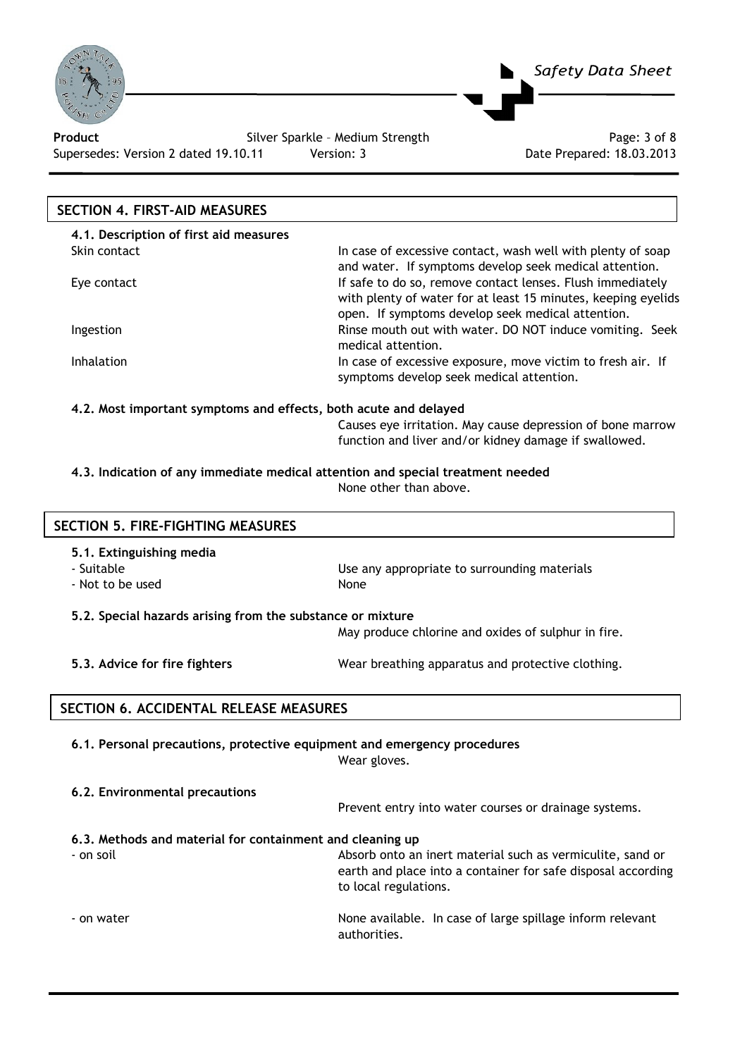## SECTION 4. FIRST-AID MEASURES

### 4.1. Description of first aid measures

| | |
|---|---|
| Skin contact | In case of excessive contact, wash well with plenty of soap and water. If symptoms develop seek medical attention. |
| Eye contact | If safe to do so, remove contact lenses. Flush immediately with plenty of water for at least 15 minutes, keeping eyelids open. If symptoms develop seek medical attention. |
| Ingestion | Rinse mouth out with water. DO NOT induce vomiting. Seek medical attention. |
| Inhalation | In case of excessive exposure, move victim to fresh air. If symptoms develop seek medical attention. |

### 4.2. Most important symptoms and effects, both acute and delayed

Causes eye irritation. May cause depression of bone marrow function and liver and/or kidney damage if swallowed.

### 4.3. Indication of any immediate medical attention and special treatment needed

None other than above.

## SECTION 5. FIRE-FIGHTING MEASURES

### 5.1. Extinguishing media

| | |
|---|---|
| - Suitable | Use any appropriate to surrounding materials |
| - Not to be used | None |

### 5.2. Special hazards arising from the substance or mixture

May produce chlorine and oxides of sulphur in fire.

### 5.3. Advice for fire fighters

Wear breathing apparatus and protective clothing.

## SECTION 6. ACCIDENTAL RELEASE MEASURES

### 6.1. Personal precautions, protective equipment and emergency procedures

Wear gloves.

### 6.2. Environmental precautions

Prevent entry into water courses or drainage systems.

### 6.3. Methods and material for containment and cleaning up

| | |
|---|---|
| - on soil | Absorb onto an inert material such as vermiculite, sand or earth and place into a container for safe disposal according to local regulations. |
| - on water | None available. In case of large spillage inform relevant authorities. |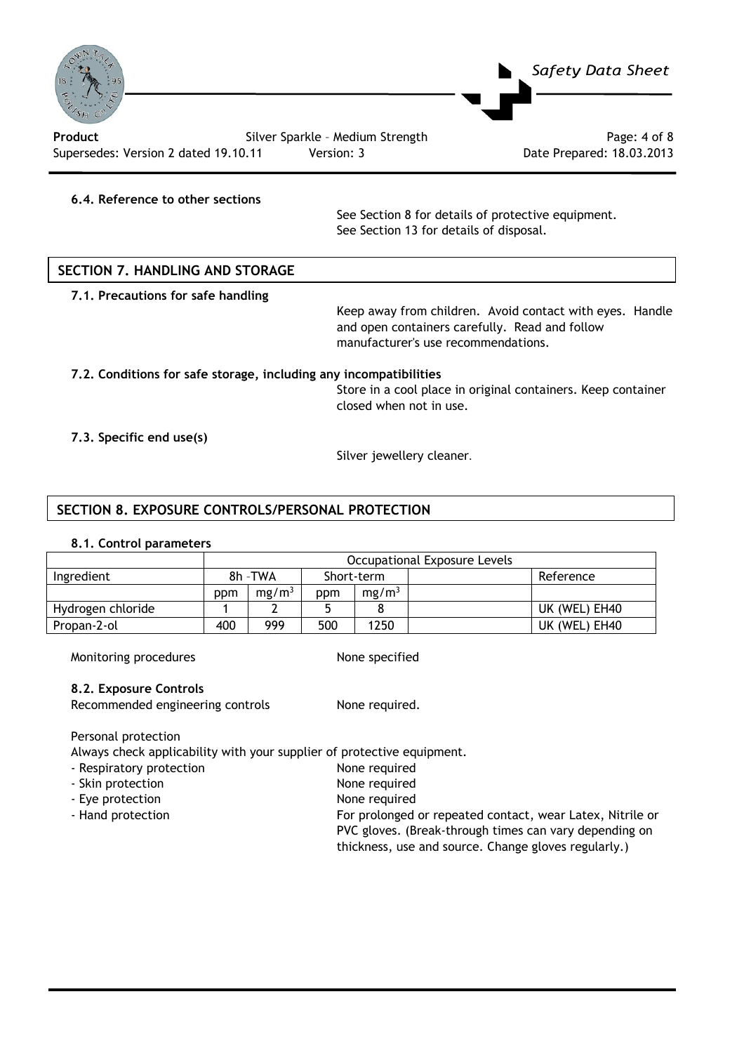**6.4. Reference to other sections**

See Section 8 for details of protective equipment.
See Section 13 for details of disposal.

## SECTION 7. HANDLING AND STORAGE

**7.1. Precautions for safe handling**

Keep away from children. Avoid contact with eyes. Handle and open containers carefully. Read and follow manufacturer's use recommendations.

**7.2. Conditions for safe storage, including any incompatibilities**

Store in a cool place in original containers. Keep container closed when not in use.

**7.3. Specific end use(s)**

Silver jewellery cleaner.

## SECTION 8. EXPOSURE CONTROLS/PERSONAL PROTECTION

**8.1. Control parameters**

| | Occupational Exposure Levels | | | | | |
|---|---|---|---|---|---|---|
| Ingredient | 8h -TWA | | Short-term | | | Reference |
| | ppm | $mg/m^3$ | ppm | $mg/m^3$ | | |
| Hydrogen chloride | 1 | 2 | 5 | 8 | | UK (WEL) EH40 |
| Propan-2-ol | 400 | 999 | 500 | 1250 | | UK (WEL) EH40 |

Monitoring procedures: None specified

**8.2. Exposure Controls**

Recommended engineering controls: None required.

Personal protection
Always check applicability with your supplier of protective equipment.

- Respiratory protection: None required
- Skin protection: None required
- Eye protection: None required
- Hand protection: For prolonged or repeated contact, wear Latex, Nitrile or PVC gloves. (Break-through times can vary depending on thickness, use and source. Change gloves regularly.)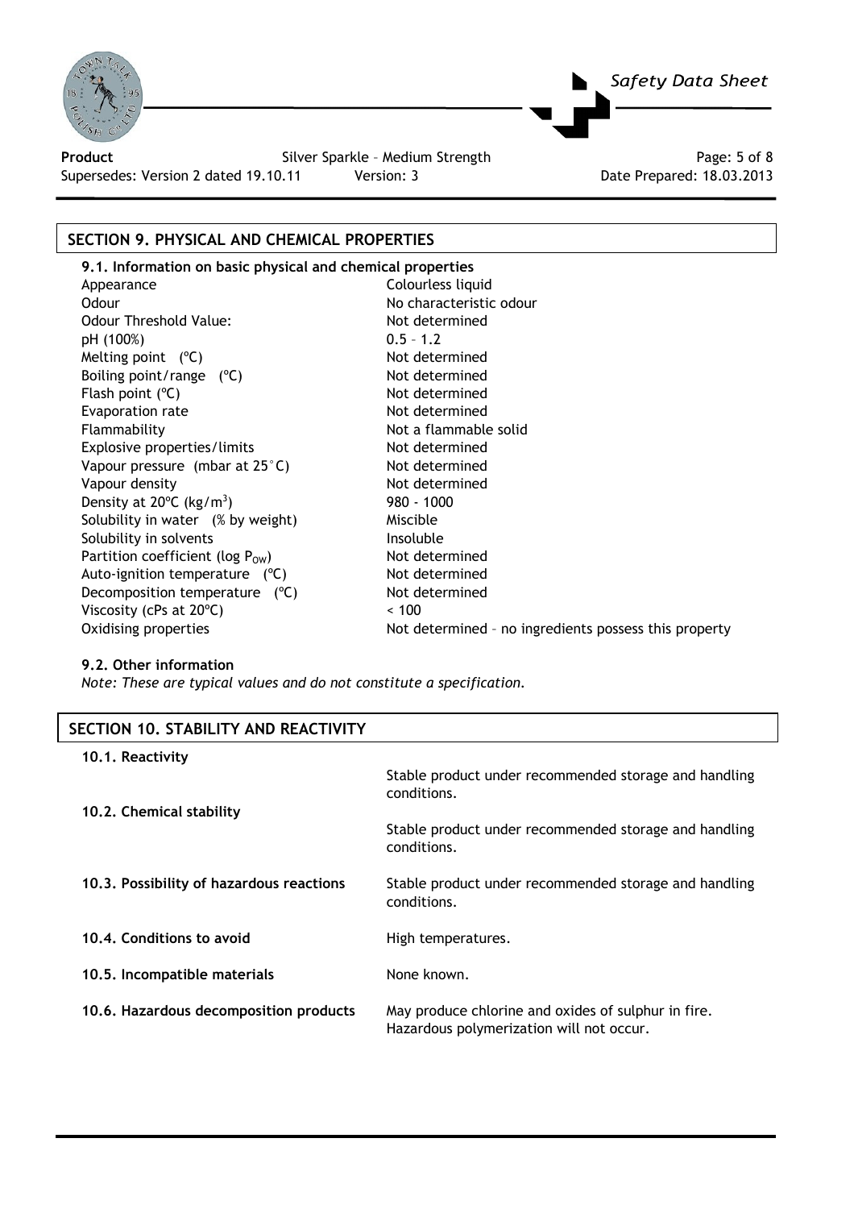## SECTION 9. PHYSICAL AND CHEMICAL PROPERTIES

### 9.1. Information on basic physical and chemical properties

| Property | Value |
|---|---|
| Appearance | Colourless liquid |
| Odour | No characteristic odour |
| Odour Threshold Value: | Not determined |
| pH (100%) | 0.5 – 1.2 |
| Melting point (°C) | Not determined |
| Boiling point/range (°C) | Not determined |
| Flash point (°C) | Not determined |
| Evaporation rate | Not determined |
| Flammability | Not a flammable solid |
| Explosive properties/limits | Not determined |
| Vapour pressure (mbar at 25°C) | Not determined |
| Vapour density | Not determined |
| Density at 20°C ($kg/m^3$) | 980 - 1000 |
| Solubility in water (% by weight) | Miscible |
| Solubility in solvents | Insoluble |
| Partition coefficient (log $P_{OW}$) | Not determined |
| Auto-ignition temperature (°C) | Not determined |
| Decomposition temperature (°C) | Not determined |
| Viscosity (cPs at 20°C) | < 100 |
| Oxidising properties | Not determined – no ingredients possess this property |

### 9.2. Other information

*Note: These are typical values and do not constitute a specification.*

## SECTION 10. STABILITY AND REACTIVITY

**10.1. Reactivity**

Stable product under recommended storage and handling conditions.

**10.2. Chemical stability**

Stable product under recommended storage and handling conditions.

**10.3. Possibility of hazardous reactions**

Stable product under recommended storage and handling conditions.

**10.4. Conditions to avoid**

High temperatures.

**10.5. Incompatible materials**

None known.

**10.6. Hazardous decomposition products**

May produce chlorine and oxides of sulphur in fire.
Hazardous polymerization will not occur.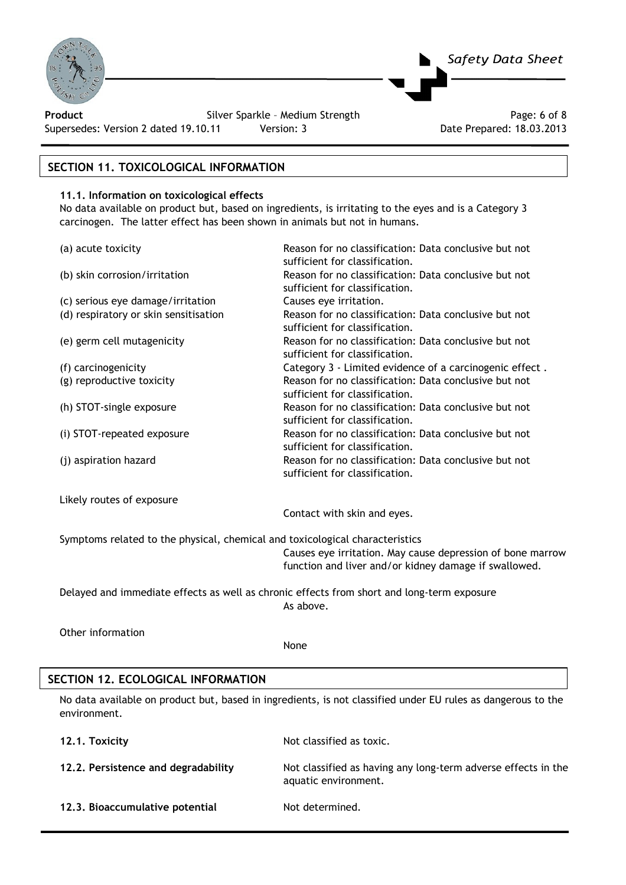## SECTION 11. TOXICOLOGICAL INFORMATION

### 11.1. Information on toxicological effects

No data available on product but, based on ingredients, is irritating to the eyes and is a Category 3 carcinogen. The latter effect has been shown in animals but not in humans.

| | |
|---|---|
| (a) acute toxicity | Reason for no classification: Data conclusive but not sufficient for classification. |
| (b) skin corrosion/irritation | Reason for no classification: Data conclusive but not sufficient for classification. |
| (c) serious eye damage/irritation | Causes eye irritation. |
| (d) respiratory or skin sensitisation | Reason for no classification: Data conclusive but not sufficient for classification. |
| (e) germ cell mutagenicity | Reason for no classification: Data conclusive but not sufficient for classification. |
| (f) carcinogenicity | Category 3 - Limited evidence of a carcinogenic effect . |
| (g) reproductive toxicity | Reason for no classification: Data conclusive but not sufficient for classification. |
| (h) STOT-single exposure | Reason for no classification: Data conclusive but not sufficient for classification. |
| (i) STOT-repeated exposure | Reason for no classification: Data conclusive but not sufficient for classification. |
| (j) aspiration hazard | Reason for no classification: Data conclusive but not sufficient for classification. |

Likely routes of exposure

Contact with skin and eyes.

Symptoms related to the physical, chemical and toxicological characteristics

Causes eye irritation. May cause depression of bone marrow function and liver and/or kidney damage if swallowed.

Delayed and immediate effects as well as chronic effects from short and long-term exposure

As above.

Other information

None

## SECTION 12. ECOLOGICAL INFORMATION

No data available on product but, based in ingredients, is not classified under EU rules as dangerous to the environment.

| | |
|---|---|
| **12.1. Toxicity** | Not classified as toxic. |
| **12.2. Persistence and degradability** | Not classified as having any long-term adverse effects in the aquatic environment. |
| **12.3. Bioaccumulative potential** | Not determined. |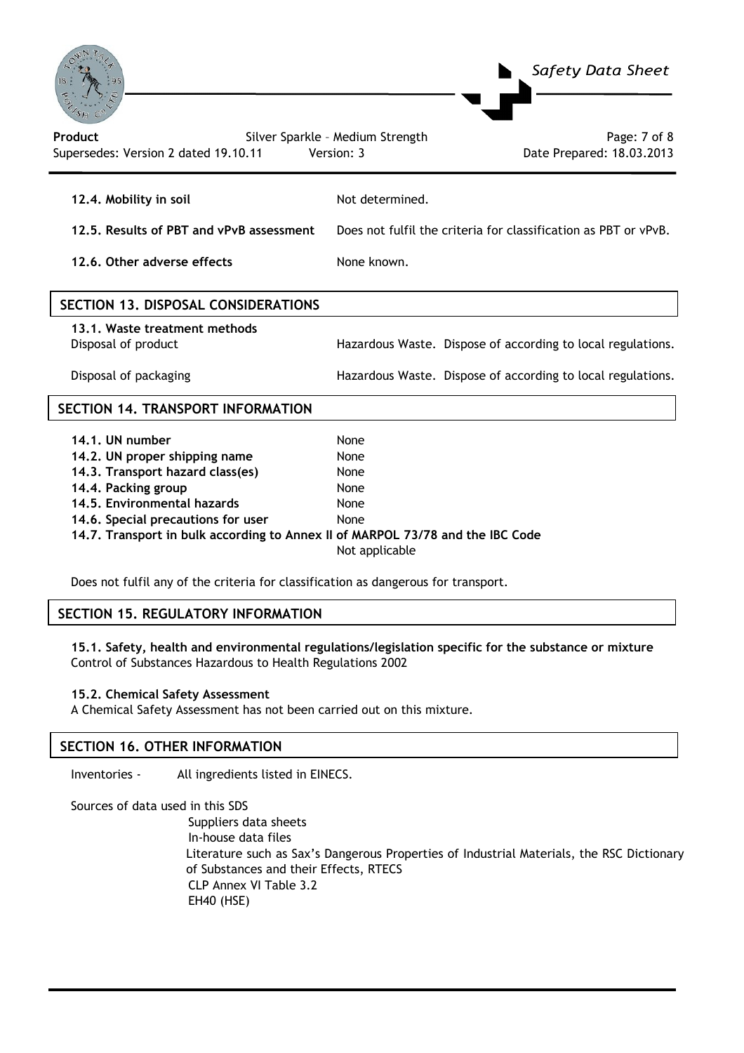| | |
|---|---|
| **12.4. Mobility in soil** | Not determined. |
| **12.5. Results of PBT and vPvB assessment** | Does not fulfil the criteria for classification as PBT or vPvB. |
| **12.6. Other adverse effects** | None known. |

## SECTION 13. DISPOSAL CONSIDERATIONS

**13.1. Waste treatment methods**

| | |
|---|---|
| Disposal of product | Hazardous Waste. Dispose of according to local regulations. |
| Disposal of packaging | Hazardous Waste. Dispose of according to local regulations. |

## SECTION 14. TRANSPORT INFORMATION

| | |
|---|---|
| **14.1. UN number** | None |
| **14.2. UN proper shipping name** | None |
| **14.3. Transport hazard class(es)** | None |
| **14.4. Packing group** | None |
| **14.5. Environmental hazards** | None |
| **14.6. Special precautions for user** | None |

**14.7. Transport in bulk according to Annex II of MARPOL 73/78 and the IBC Code**
Not applicable

Does not fulfil any of the criteria for classification as dangerous for transport.

## SECTION 15. REGULATORY INFORMATION

**15.1. Safety, health and environmental regulations/legislation specific for the substance or mixture**
Control of Substances Hazardous to Health Regulations 2002

**15.2. Chemical Safety Assessment**
A Chemical Safety Assessment has not been carried out on this mixture.

## SECTION 16. OTHER INFORMATION

Inventories - All ingredients listed in EINECS.

Sources of data used in this SDS

- Suppliers data sheets
- In-house data files
- Literature such as Sax's Dangerous Properties of Industrial Materials, the RSC Dictionary of Substances and their Effects, RTECS
- CLP Annex VI Table 3.2
- EH40 (HSE)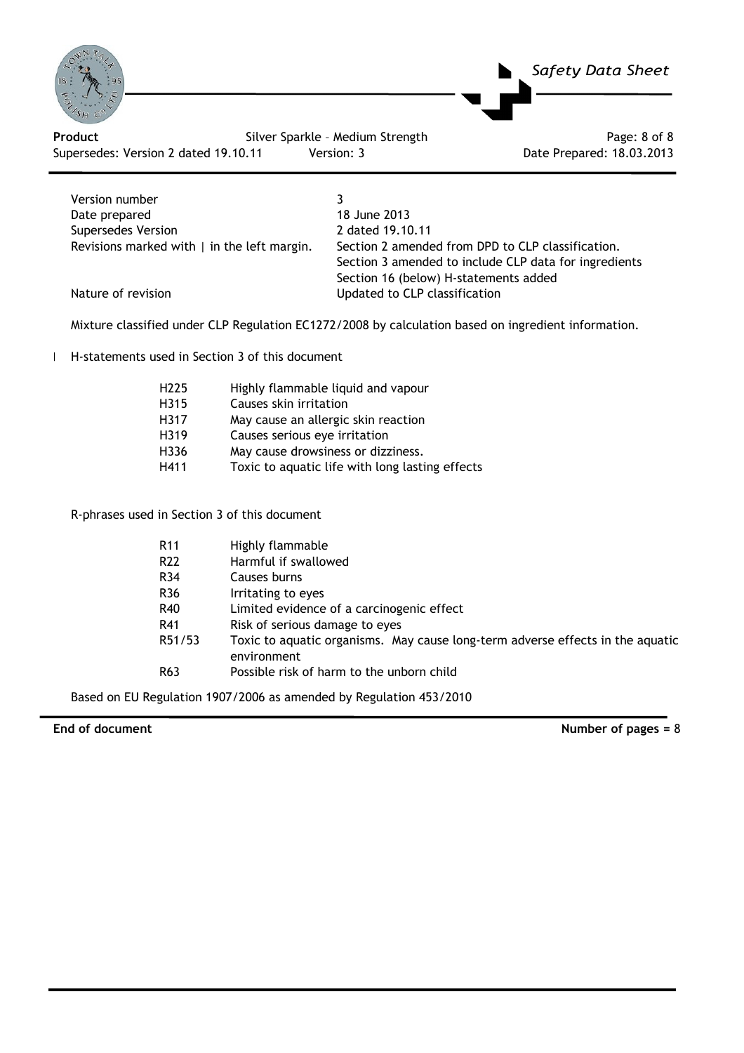| | |
|---|---|
| Version number | 3 |
| Date prepared | 18 June 2013 |
| Supersedes Version | 2 dated 19.10.11 |
| Revisions marked with \| in the left margin. | Section 2 amended from DPD to CLP classification.<br>Section 3 amended to include CLP data for ingredients<br>Section 16 (below) H-statements added |
| Nature of revision | Updated to CLP classification |

Mixture classified under CLP Regulation EC1272/2008 by calculation based on ingredient information.

| H-statements used in Section 3 of this document

| | |
|---|---|
| H225 | Highly flammable liquid and vapour |
| H315 | Causes skin irritation |
| H317 | May cause an allergic skin reaction |
| H319 | Causes serious eye irritation |
| H336 | May cause drowsiness or dizziness. |
| H411 | Toxic to aquatic life with long lasting effects |

R-phrases used in Section 3 of this document

| | |
|---|---|
| R11 | Highly flammable |
| R22 | Harmful if swallowed |
| R34 | Causes burns |
| R36 | Irritating to eyes |
| R40 | Limited evidence of a carcinogenic effect |
| R41 | Risk of serious damage to eyes |
| R51/53 | Toxic to aquatic organisms. May cause long-term adverse effects in the aquatic environment |
| R63 | Possible risk of harm to the unborn child |

Based on EU Regulation 1907/2006 as amended by Regulation 453/2010

**End of document** **Number of pages** = 8